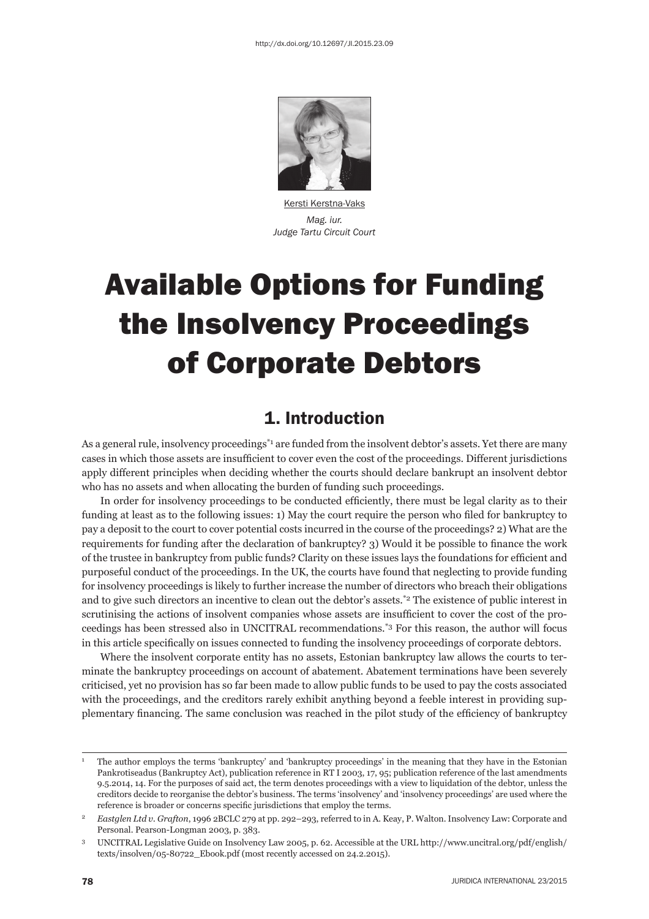http://dx.doi.org/10.12697/JI.2015.23.09

Kersti Kerstna-Vaks

*Mag. iur.*
*Judge Tartu Circuit Court*

# Available Options for Funding the Insolvency Proceedings of Corporate Debtors

## 1. Introduction

As a general rule, insolvency proceedings[1] are funded from the insolvent debtor's assets. Yet there are many cases in which those assets are insufficient to cover even the cost of the proceedings. Different jurisdictions apply different principles when deciding whether the courts should declare bankrupt an insolvent debtor who has no assets and when allocating the burden of funding such proceedings.

In order for insolvency proceedings to be conducted efficiently, there must be legal clarity as to their funding at least as to the following issues: 1) May the court require the person who filed for bankruptcy to pay a deposit to the court to cover potential costs incurred in the course of the proceedings? 2) What are the requirements for funding after the declaration of bankruptcy? 3) Would it be possible to finance the work of the trustee in bankruptcy from public funds? Clarity on these issues lays the foundations for efficient and purposeful conduct of the proceedings. In the UK, the courts have found that neglecting to provide funding for insolvency proceedings is likely to further increase the number of directors who breach their obligations and to give such directors an incentive to clean out the debtor's assets.[2] The existence of public interest in scrutinising the actions of insolvent companies whose assets are insufficient to cover the cost of the proceedings has been stressed also in UNCITRAL recommendations.[3] For this reason, the author will focus in this article specifically on issues connected to funding the insolvency proceedings of corporate debtors.

Where the insolvent corporate entity has no assets, Estonian bankruptcy law allows the courts to terminate the bankruptcy proceedings on account of abatement. Abatement terminations have been severely criticised, yet no provision has so far been made to allow public funds to be used to pay the costs associated with the proceedings, and the creditors rarely exhibit anything beyond a feeble interest in providing supplementary financing. The same conclusion was reached in the pilot study of the efficiency of bankruptcy

---

[1] The author employs the terms 'bankruptcy' and 'bankruptcy proceedings' in the meaning that they have in the Estonian Pankrotiseadus (Bankruptcy Act), publication reference in RT I 2003, 17, 95; publication reference of the last amendments 9.5.2014, 14. For the purposes of said act, the term denotes proceedings with a view to liquidation of the debtor, unless the creditors decide to reorganise the debtor's business. The terms 'insolvency' and 'insolvency proceedings' are used where the reference is broader or concerns specific jurisdictions that employ the terms.

[2] *Eastglen Ltd v. Grafton*, 1996 2BCLC 279 at pp. 292–293, referred to in A. Keay, P. Walton. Insolvency Law: Corporate and Personal. Pearson-Longman 2003, p. 383.

[3] UNCITRAL Legislative Guide on Insolvency Law 2005, p. 62. Accessible at the URL http://www.uncitral.org/pdf/english/texts/insolven/05-80722_Ebook.pdf (most recently accessed on 24.2.2015).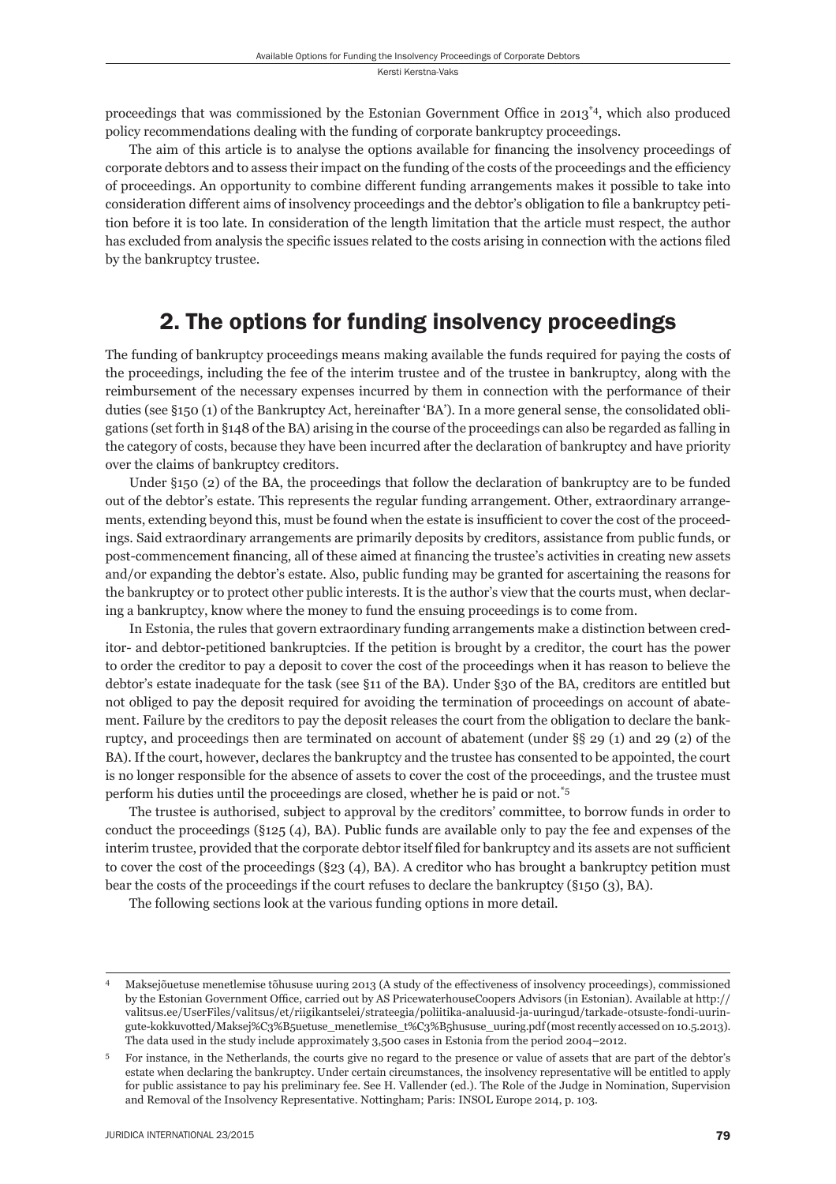proceedings that was commissioned by the Estonian Government Office in 2013[4], which also produced policy recommendations dealing with the funding of corporate bankruptcy proceedings.

The aim of this article is to analyse the options available for financing the insolvency proceedings of corporate debtors and to assess their impact on the funding of the costs of the proceedings and the efficiency of proceedings. An opportunity to combine different funding arrangements makes it possible to take into consideration different aims of insolvency proceedings and the debtor's obligation to file a bankruptcy petition before it is too late. In consideration of the length limitation that the article must respect, the author has excluded from analysis the specific issues related to the costs arising in connection with the actions filed by the bankruptcy trustee.

## 2. The options for funding insolvency proceedings

The funding of bankruptcy proceedings means making available the funds required for paying the costs of the proceedings, including the fee of the interim trustee and of the trustee in bankruptcy, along with the reimbursement of the necessary expenses incurred by them in connection with the performance of their duties (see §150 (1) of the Bankruptcy Act, hereinafter 'BA'). In a more general sense, the consolidated obligations (set forth in §148 of the BA) arising in the course of the proceedings can also be regarded as falling in the category of costs, because they have been incurred after the declaration of bankruptcy and have priority over the claims of bankruptcy creditors.

Under §150 (2) of the BA, the proceedings that follow the declaration of bankruptcy are to be funded out of the debtor's estate. This represents the regular funding arrangement. Other, extraordinary arrangements, extending beyond this, must be found when the estate is insufficient to cover the cost of the proceedings. Said extraordinary arrangements are primarily deposits by creditors, assistance from public funds, or post-commencement financing, all of these aimed at financing the trustee's activities in creating new assets and/or expanding the debtor's estate. Also, public funding may be granted for ascertaining the reasons for the bankruptcy or to protect other public interests. It is the author's view that the courts must, when declaring a bankruptcy, know where the money to fund the ensuing proceedings is to come from.

In Estonia, the rules that govern extraordinary funding arrangements make a distinction between creditor- and debtor-petitioned bankruptcies. If the petition is brought by a creditor, the court has the power to order the creditor to pay a deposit to cover the cost of the proceedings when it has reason to believe the debtor's estate inadequate for the task (see §11 of the BA). Under §30 of the BA, creditors are entitled but not obliged to pay the deposit required for avoiding the termination of proceedings on account of abatement. Failure by the creditors to pay the deposit releases the court from the obligation to declare the bankruptcy, and proceedings then are terminated on account of abatement (under §§ 29 (1) and 29 (2) of the BA). If the court, however, declares the bankruptcy and the trustee has consented to be appointed, the court is no longer responsible for the absence of assets to cover the cost of the proceedings, and the trustee must perform his duties until the proceedings are closed, whether he is paid or not.[5]

The trustee is authorised, subject to approval by the creditors' committee, to borrow funds in order to conduct the proceedings (§125 (4), BA). Public funds are available only to pay the fee and expenses of the interim trustee, provided that the corporate debtor itself filed for bankruptcy and its assets are not sufficient to cover the cost of the proceedings (§23 (4), BA). A creditor who has brought a bankruptcy petition must bear the costs of the proceedings if the court refuses to declare the bankruptcy (§150 (3), BA).

The following sections look at the various funding options in more detail.

---

[4] Maksejõuetuse menetlemise tõhususe uuring 2013 (A study of the effectiveness of insolvency proceedings), commissioned by the Estonian Government Office, carried out by AS PricewaterhouseCoopers Advisors (in Estonian). Available at http://valitsus.ee/UserFiles/valitsus/et/riigikantselei/strateegia/poliitika-analuusid-ja-uuringud/tarkade-otsuste-fondi-uuringute-kokkuvotted/Maksej%C3%B5uetuse_menetlemise_t%C3%B5hususe_uuring.pdf (most recently accessed on 10.5.2013). The data used in the study include approximately 3,500 cases in Estonia from the period 2004–2012.

[5] For instance, in the Netherlands, the courts give no regard to the presence or value of assets that are part of the debtor's estate when declaring the bankruptcy. Under certain circumstances, the insolvency representative will be entitled to apply for public assistance to pay his preliminary fee. See H. Vallender (ed.). The Role of the Judge in Nomination, Supervision and Removal of the Insolvency Representative. Nottingham; Paris: INSOL Europe 2014, p. 103.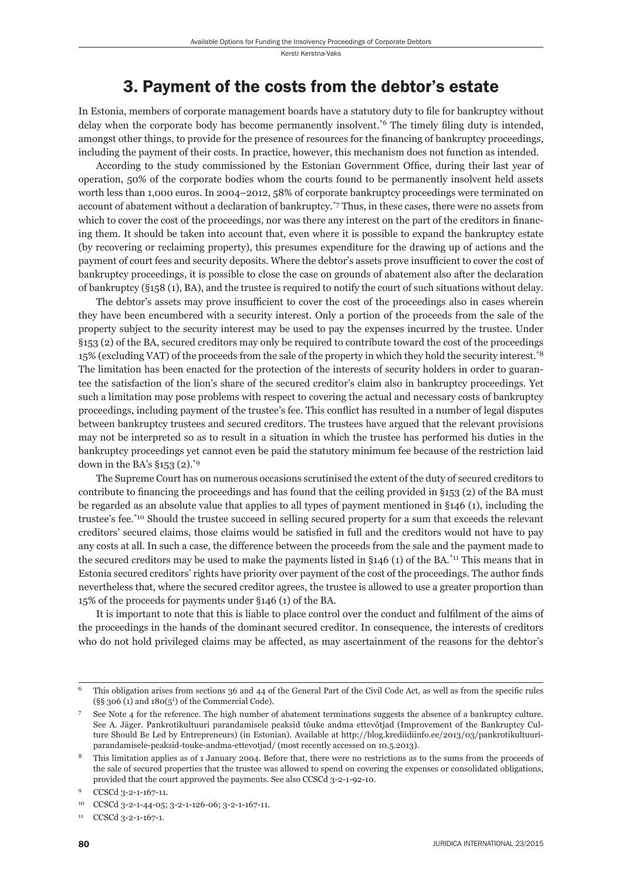## 3. Payment of the costs from the debtor's estate

In Estonia, members of corporate management boards have a statutory duty to file for bankruptcy without delay when the corporate body has become permanently insolvent.[*6] The timely filing duty is intended, amongst other things, to provide for the presence of resources for the financing of bankruptcy proceedings, including the payment of their costs. In practice, however, this mechanism does not function as intended.

According to the study commissioned by the Estonian Government Office, during their last year of operation, 50% of the corporate bodies whom the courts found to be permanently insolvent held assets worth less than 1,000 euros. In 2004–2012, 58% of corporate bankruptcy proceedings were terminated on account of abatement without a declaration of bankruptcy.[*7] Thus, in these cases, there were no assets from which to cover the cost of the proceedings, nor was there any interest on the part of the creditors in financing them. It should be taken into account that, even where it is possible to expand the bankruptcy estate (by recovering or reclaiming property), this presumes expenditure for the drawing up of actions and the payment of court fees and security deposits. Where the debtor's assets prove insufficient to cover the cost of bankruptcy proceedings, it is possible to close the case on grounds of abatement also after the declaration of bankruptcy (§158 (1), BA), and the trustee is required to notify the court of such situations without delay.

The debtor's assets may prove insufficient to cover the cost of the proceedings also in cases wherein they have been encumbered with a security interest. Only a portion of the proceeds from the sale of the property subject to the security interest may be used to pay the expenses incurred by the trustee. Under §153 (2) of the BA, secured creditors may only be required to contribute toward the cost of the proceedings 15% (excluding VAT) of the proceeds from the sale of the property in which they hold the security interest.[*8] The limitation has been enacted for the protection of the interests of security holders in order to guarantee the satisfaction of the lion's share of the secured creditor's claim also in bankruptcy proceedings. Yet such a limitation may pose problems with respect to covering the actual and necessary costs of bankruptcy proceedings, including payment of the trustee's fee. This conflict has resulted in a number of legal disputes between bankruptcy trustees and secured creditors. The trustees have argued that the relevant provisions may not be interpreted so as to result in a situation in which the trustee has performed his duties in the bankruptcy proceedings yet cannot even be paid the statutory minimum fee because of the restriction laid down in the BA's §153 (2).[*9]

The Supreme Court has on numerous occasions scrutinised the extent of the duty of secured creditors to contribute to financing the proceedings and has found that the ceiling provided in §153 (2) of the BA must be regarded as an absolute value that applies to all types of payment mentioned in §146 (1), including the trustee's fee.[*10] Should the trustee succeed in selling secured property for a sum that exceeds the relevant creditors' secured claims, those claims would be satisfied in full and the creditors would not have to pay any costs at all. In such a case, the difference between the proceeds from the sale and the payment made to the secured creditors may be used to make the payments listed in §146 (1) of the BA.[*11] This means that in Estonia secured creditors' rights have priority over payment of the cost of the proceedings. The author finds nevertheless that, where the secured creditor agrees, the trustee is allowed to use a greater proportion than 15% of the proceeds for payments under §146 (1) of the BA.

It is important to note that this is liable to place control over the conduct and fulfilment of the aims of the proceedings in the hands of the dominant secured creditor. In consequence, the interests of creditors who do not hold privileged claims may be affected, as may ascertainment of the reasons for the debtor's

---

6 This obligation arises from sections 36 and 44 of the General Part of the Civil Code Act, as well as from the specific rules (§§ 306 (1) and 180(5[1]) of the Commercial Code).

7 See Note 4 for the reference. The high number of abatement terminations suggests the absence of a bankruptcy culture. See A. Jäger. Pankrotikultuuri parandamisele peaksid tõuke andma ettevõtjad (Improvement of the Bankruptcy Culture Should Be Led by Entrepreneurs) (in Estonian). Available at http://blog.krediidiinfo.ee/2013/03/pankrotikultuuri-parandamisele-peaksid-touke-andma-ettevotjad/ (most recently accessed on 10.5.2013).

8 This limitation applies as of 1 January 2004. Before that, there were no restrictions as to the sums from the proceeds of the sale of secured properties that the trustee was allowed to spend on covering the expenses or consolidated obligations, provided that the court approved the payments. See also CCSCd 3-2-1-92-10.

9 CCSCd 3-2-1-167-11.

10 CCSCd 3-2-1-44-05; 3-2-1-126-06; 3-2-1-167-11.

11 CCSCd 3-2-1-167-1.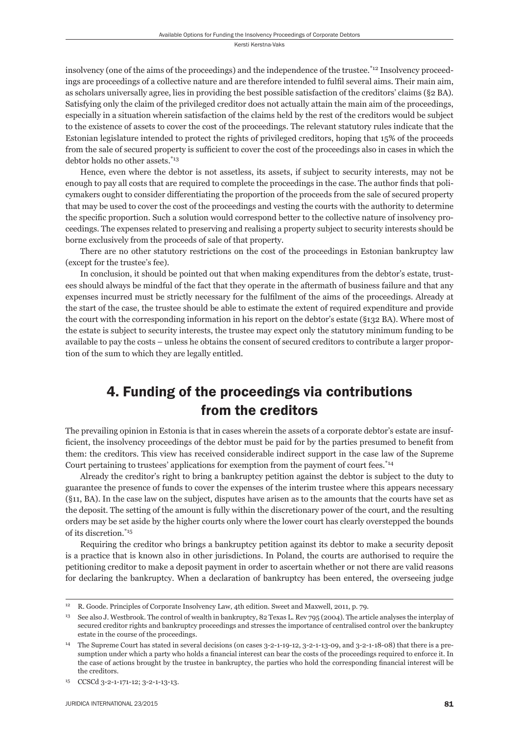insolvency (one of the aims of the proceedings) and the independence of the trustee.[*12] Insolvency proceedings are proceedings of a collective nature and are therefore intended to fulfil several aims. Their main aim, as scholars universally agree, lies in providing the best possible satisfaction of the creditors' claims (§2 BA). Satisfying only the claim of the privileged creditor does not actually attain the main aim of the proceedings, especially in a situation wherein satisfaction of the claims held by the rest of the creditors would be subject to the existence of assets to cover the cost of the proceedings. The relevant statutory rules indicate that the Estonian legislature intended to protect the rights of privileged creditors, hoping that 15% of the proceeds from the sale of secured property is sufficient to cover the cost of the proceedings also in cases in which the debtor holds no other assets.[*13]

Hence, even where the debtor is not assetless, its assets, if subject to security interests, may not be enough to pay all costs that are required to complete the proceedings in the case. The author finds that policymakers ought to consider differentiating the proportion of the proceeds from the sale of secured property that may be used to cover the cost of the proceedings and vesting the courts with the authority to determine the specific proportion. Such a solution would correspond better to the collective nature of insolvency proceedings. The expenses related to preserving and realising a property subject to security interests should be borne exclusively from the proceeds of sale of that property.

There are no other statutory restrictions on the cost of the proceedings in Estonian bankruptcy law (except for the trustee's fee).

In conclusion, it should be pointed out that when making expenditures from the debtor's estate, trustees should always be mindful of the fact that they operate in the aftermath of business failure and that any expenses incurred must be strictly necessary for the fulfilment of the aims of the proceedings. Already at the start of the case, the trustee should be able to estimate the extent of required expenditure and provide the court with the corresponding information in his report on the debtor's estate (§132 BA). Where most of the estate is subject to security interests, the trustee may expect only the statutory minimum funding to be available to pay the costs – unless he obtains the consent of secured creditors to contribute a larger proportion of the sum to which they are legally entitled.

## 4. Funding of the proceedings via contributions from the creditors

The prevailing opinion in Estonia is that in cases wherein the assets of a corporate debtor's estate are insufficient, the insolvency proceedings of the debtor must be paid for by the parties presumed to benefit from them: the creditors. This view has received considerable indirect support in the case law of the Supreme Court pertaining to trustees' applications for exemption from the payment of court fees.[*14]

Already the creditor's right to bring a bankruptcy petition against the debtor is subject to the duty to guarantee the presence of funds to cover the expenses of the interim trustee where this appears necessary (§11, BA). In the case law on the subject, disputes have arisen as to the amounts that the courts have set as the deposit. The setting of the amount is fully within the discretionary power of the court, and the resulting orders may be set aside by the higher courts only where the lower court has clearly overstepped the bounds of its discretion.[*15]

Requiring the creditor who brings a bankruptcy petition against its debtor to make a security deposit is a practice that is known also in other jurisdictions. In Poland, the courts are authorised to require the petitioning creditor to make a deposit payment in order to ascertain whether or not there are valid reasons for declaring the bankruptcy. When a declaration of bankruptcy has been entered, the overseeing judge

---

12 R. Goode. Principles of Corporate Insolvency Law, 4th edition. Sweet and Maxwell, 2011, p. 79.

13 See also J. Westbrook. The control of wealth in bankruptcy, 82 Texas L. Rev 795 (2004). The article analyses the interplay of secured creditor rights and bankruptcy proceedings and stresses the importance of centralised control over the bankruptcy estate in the course of the proceedings.

14 The Supreme Court has stated in several decisions (on cases 3-2-1-19-12, 3-2-1-13-09, and 3-2-1-18-08) that there is a presumption under which a party who holds a financial interest can bear the costs of the proceedings required to enforce it. In the case of actions brought by the trustee in bankruptcy, the parties who hold the corresponding financial interest will be the creditors.

15 CCSCd 3-2-1-171-12; 3-2-1-13-13.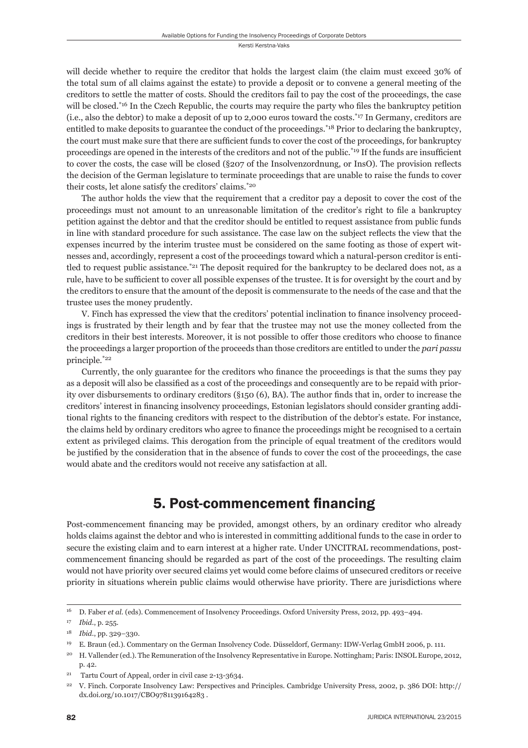will decide whether to require the creditor that holds the largest claim (the claim must exceed 30% of the total sum of all claims against the estate) to provide a deposit or to convene a general meeting of the creditors to settle the matter of costs. Should the creditors fail to pay the cost of the proceedings, the case will be closed.[*16] In the Czech Republic, the courts may require the party who files the bankruptcy petition (i.e., also the debtor) to make a deposit of up to 2,000 euros toward the costs.[*17] In Germany, creditors are entitled to make deposits to guarantee the conduct of the proceedings.[*18] Prior to declaring the bankruptcy, the court must make sure that there are sufficient funds to cover the cost of the proceedings, for bankruptcy proceedings are opened in the interests of the creditors and not of the public.[*19] If the funds are insufficient to cover the costs, the case will be closed (§207 of the Insolvenzordnung, or InsO). The provision reflects the decision of the German legislature to terminate proceedings that are unable to raise the funds to cover their costs, let alone satisfy the creditors' claims.[*20]

The author holds the view that the requirement that a creditor pay a deposit to cover the cost of the proceedings must not amount to an unreasonable limitation of the creditor's right to file a bankruptcy petition against the debtor and that the creditor should be entitled to request assistance from public funds in line with standard procedure for such assistance. The case law on the subject reflects the view that the expenses incurred by the interim trustee must be considered on the same footing as those of expert witnesses and, accordingly, represent a cost of the proceedings toward which a natural-person creditor is entitled to request public assistance.[*21] The deposit required for the bankruptcy to be declared does not, as a rule, have to be sufficient to cover all possible expenses of the trustee. It is for oversight by the court and by the creditors to ensure that the amount of the deposit is commensurate to the needs of the case and that the trustee uses the money prudently.

V. Finch has expressed the view that the creditors' potential inclination to finance insolvency proceedings is frustrated by their length and by fear that the trustee may not use the money collected from the creditors in their best interests. Moreover, it is not possible to offer those creditors who choose to finance the proceedings a larger proportion of the proceeds than those creditors are entitled to under the *pari passu* principle.[*22]

Currently, the only guarantee for the creditors who finance the proceedings is that the sums they pay as a deposit will also be classified as a cost of the proceedings and consequently are to be repaid with priority over disbursements to ordinary creditors (§150 (6), BA). The author finds that in, order to increase the creditors' interest in financing insolvency proceedings, Estonian legislators should consider granting additional rights to the financing creditors with respect to the distribution of the debtor's estate. For instance, the claims held by ordinary creditors who agree to finance the proceedings might be recognised to a certain extent as privileged claims. This derogation from the principle of equal treatment of the creditors would be justified by the consideration that in the absence of funds to cover the cost of the proceedings, the case would abate and the creditors would not receive any satisfaction at all.

## 5. Post-commencement financing

Post-commencement financing may be provided, amongst others, by an ordinary creditor who already holds claims against the debtor and who is interested in committing additional funds to the case in order to secure the existing claim and to earn interest at a higher rate. Under UNCITRAL recommendations, post-commencement financing should be regarded as part of the cost of the proceedings. The resulting claim would not have priority over secured claims yet would come before claims of unsecured creditors or receive priority in situations wherein public claims would otherwise have priority. There are jurisdictions where

---

[16] D. Faber *et al.* (eds). Commencement of Insolvency Proceedings. Oxford University Press, 2012, pp. 493–494.

[17] *Ibid.*, p. 255.

[18] *Ibid.*, pp. 329–330.

[19] E. Braun (ed.). Commentary on the German Insolvency Code. Düsseldorf, Germany: IDW-Verlag GmbH 2006, p. 111.

[20] H. Vallender (ed.). The Remuneration of the Insolvency Representative in Europe. Nottingham; Paris: INSOL Europe, 2012, p. 42.

[21] Tartu Court of Appeal, order in civil case 2-13-3634.

[22] V. Finch. Corporate Insolvency Law: Perspectives and Principles. Cambridge University Press, 2002, p. 386 DOI: http://dx.doi.org/10.1017/CBO9781139164283 .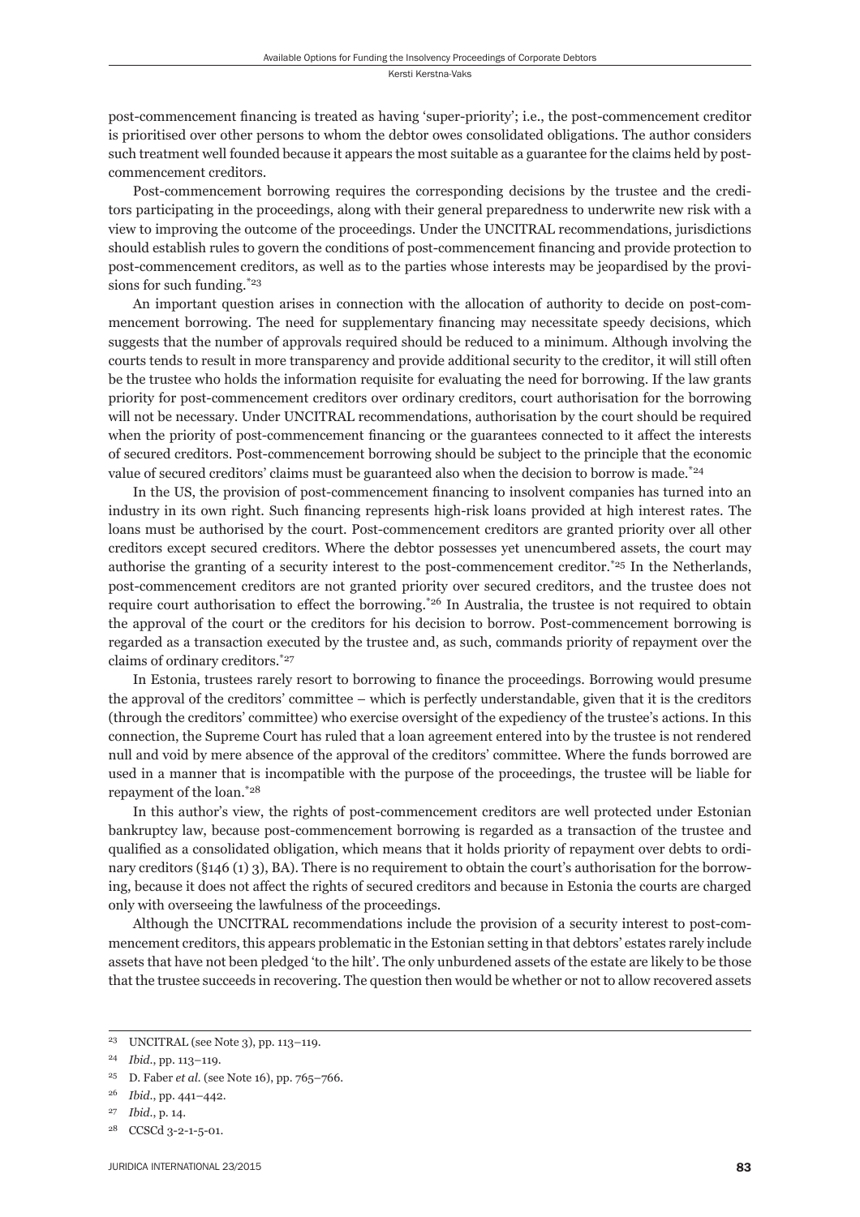post-commencement financing is treated as having 'super-priority'; i.e., the post-commencement creditor is prioritised over other persons to whom the debtor owes consolidated obligations. The author considers such treatment well founded because it appears the most suitable as a guarantee for the claims held by post-commencement creditors.

Post-commencement borrowing requires the corresponding decisions by the trustee and the creditors participating in the proceedings, along with their general preparedness to underwrite new risk with a view to improving the outcome of the proceedings. Under the UNCITRAL recommendations, jurisdictions should establish rules to govern the conditions of post-commencement financing and provide protection to post-commencement creditors, as well as to the parties whose interests may be jeopardised by the provisions for such funding.[*23]

An important question arises in connection with the allocation of authority to decide on post-commencement borrowing. The need for supplementary financing may necessitate speedy decisions, which suggests that the number of approvals required should be reduced to a minimum. Although involving the courts tends to result in more transparency and provide additional security to the creditor, it will still often be the trustee who holds the information requisite for evaluating the need for borrowing. If the law grants priority for post-commencement creditors over ordinary creditors, court authorisation for the borrowing will not be necessary. Under UNCITRAL recommendations, authorisation by the court should be required when the priority of post-commencement financing or the guarantees connected to it affect the interests of secured creditors. Post-commencement borrowing should be subject to the principle that the economic value of secured creditors' claims must be guaranteed also when the decision to borrow is made.[*24]

In the US, the provision of post-commencement financing to insolvent companies has turned into an industry in its own right. Such financing represents high-risk loans provided at high interest rates. The loans must be authorised by the court. Post-commencement creditors are granted priority over all other creditors except secured creditors. Where the debtor possesses yet unencumbered assets, the court may authorise the granting of a security interest to the post-commencement creditor.[*25] In the Netherlands, post-commencement creditors are not granted priority over secured creditors, and the trustee does not require court authorisation to effect the borrowing.[*26] In Australia, the trustee is not required to obtain the approval of the court or the creditors for his decision to borrow. Post-commencement borrowing is regarded as a transaction executed by the trustee and, as such, commands priority of repayment over the claims of ordinary creditors.[*27]

In Estonia, trustees rarely resort to borrowing to finance the proceedings. Borrowing would presume the approval of the creditors' committee – which is perfectly understandable, given that it is the creditors (through the creditors' committee) who exercise oversight of the expediency of the trustee's actions. In this connection, the Supreme Court has ruled that a loan agreement entered into by the trustee is not rendered null and void by mere absence of the approval of the creditors' committee. Where the funds borrowed are used in a manner that is incompatible with the purpose of the proceedings, the trustee will be liable for repayment of the loan.[*28]

In this author's view, the rights of post-commencement creditors are well protected under Estonian bankruptcy law, because post-commencement borrowing is regarded as a transaction of the trustee and qualified as a consolidated obligation, which means that it holds priority of repayment over debts to ordinary creditors (§146 (1) 3), BA). There is no requirement to obtain the court's authorisation for the borrowing, because it does not affect the rights of secured creditors and because in Estonia the courts are charged only with overseeing the lawfulness of the proceedings.

Although the UNCITRAL recommendations include the provision of a security interest to post-commencement creditors, this appears problematic in the Estonian setting in that debtors' estates rarely include assets that have not been pledged 'to the hilt'. The only unburdened assets of the estate are likely to be those that the trustee succeeds in recovering. The question then would be whether or not to allow recovered assets

---

[23] UNCITRAL (see Note 3), pp. 113–119.

[24] *Ibid.*, pp. 113–119.

[25] D. Faber *et al.* (see Note 16), pp. 765–766.

[26] *Ibid.*, pp. 441–442.

[27] *Ibid.*, p. 14.

[28] CCSCd 3-2-1-5-01.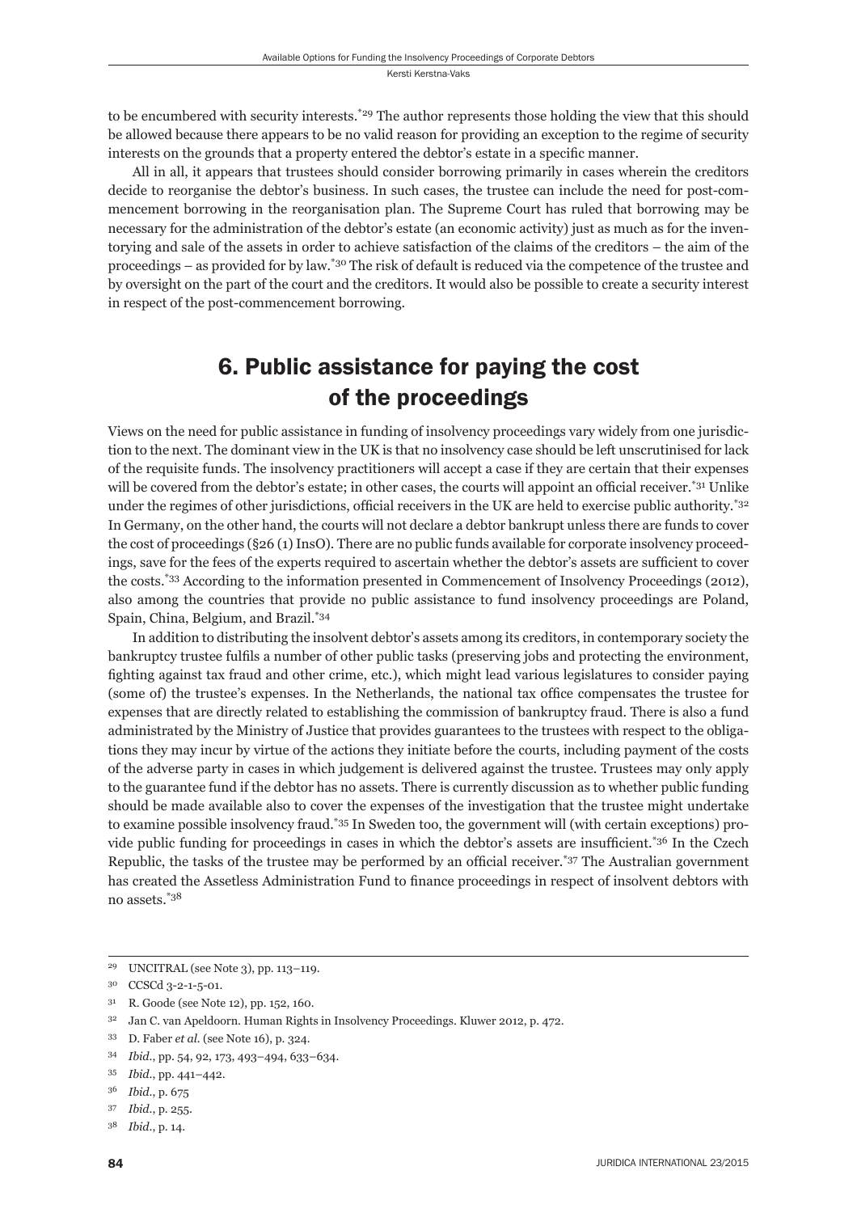to be encumbered with security interests.[29] The author represents those holding the view that this should be allowed because there appears to be no valid reason for providing an exception to the regime of security interests on the grounds that a property entered the debtor's estate in a specific manner.

All in all, it appears that trustees should consider borrowing primarily in cases wherein the creditors decide to reorganise the debtor's business. In such cases, the trustee can include the need for post-commencement borrowing in the reorganisation plan. The Supreme Court has ruled that borrowing may be necessary for the administration of the debtor's estate (an economic activity) just as much as for the inventorying and sale of the assets in order to achieve satisfaction of the claims of the creditors – the aim of the proceedings – as provided for by law.[30] The risk of default is reduced via the competence of the trustee and by oversight on the part of the court and the creditors. It would also be possible to create a security interest in respect of the post-commencement borrowing.

## 6. Public assistance for paying the cost of the proceedings

Views on the need for public assistance in funding of insolvency proceedings vary widely from one jurisdiction to the next. The dominant view in the UK is that no insolvency case should be left unscrutinised for lack of the requisite funds. The insolvency practitioners will accept a case if they are certain that their expenses will be covered from the debtor's estate; in other cases, the courts will appoint an official receiver.[31] Unlike under the regimes of other jurisdictions, official receivers in the UK are held to exercise public authority.[32] In Germany, on the other hand, the courts will not declare a debtor bankrupt unless there are funds to cover the cost of proceedings (§26 (1) InsO). There are no public funds available for corporate insolvency proceedings, save for the fees of the experts required to ascertain whether the debtor's assets are sufficient to cover the costs.[33] According to the information presented in Commencement of Insolvency Proceedings (2012), also among the countries that provide no public assistance to fund insolvency proceedings are Poland, Spain, China, Belgium, and Brazil.[34]

In addition to distributing the insolvent debtor's assets among its creditors, in contemporary society the bankruptcy trustee fulfils a number of other public tasks (preserving jobs and protecting the environment, fighting against tax fraud and other crime, etc.), which might lead various legislatures to consider paying (some of) the trustee's expenses. In the Netherlands, the national tax office compensates the trustee for expenses that are directly related to establishing the commission of bankruptcy fraud. There is also a fund administrated by the Ministry of Justice that provides guarantees to the trustees with respect to the obligations they may incur by virtue of the actions they initiate before the courts, including payment of the costs of the adverse party in cases in which judgement is delivered against the trustee. Trustees may only apply to the guarantee fund if the debtor has no assets. There is currently discussion as to whether public funding should be made available also to cover the expenses of the investigation that the trustee might undertake to examine possible insolvency fraud.[35] In Sweden too, the government will (with certain exceptions) provide public funding for proceedings in cases in which the debtor's assets are insufficient.[36] In the Czech Republic, the tasks of the trustee may be performed by an official receiver.[37] The Australian government has created the Assetless Administration Fund to finance proceedings in respect of insolvent debtors with no assets.[38]

---

[29] UNCITRAL (see Note 3), pp. 113–119.

[30] CCSCd 3-2-1-5-01.

[31] R. Goode (see Note 12), pp. 152, 160.

[32] Jan C. van Apeldoorn. Human Rights in Insolvency Proceedings. Kluwer 2012, p. 472.

[33] D. Faber *et al.* (see Note 16), p. 324.

[34] *Ibid.*, pp. 54, 92, 173, 493–494, 633–634.

[35] *Ibid.*, pp. 441–442.

[36] *Ibid.*, p. 675

[37] *Ibid.*, p. 255.

[38] *Ibid.*, p. 14.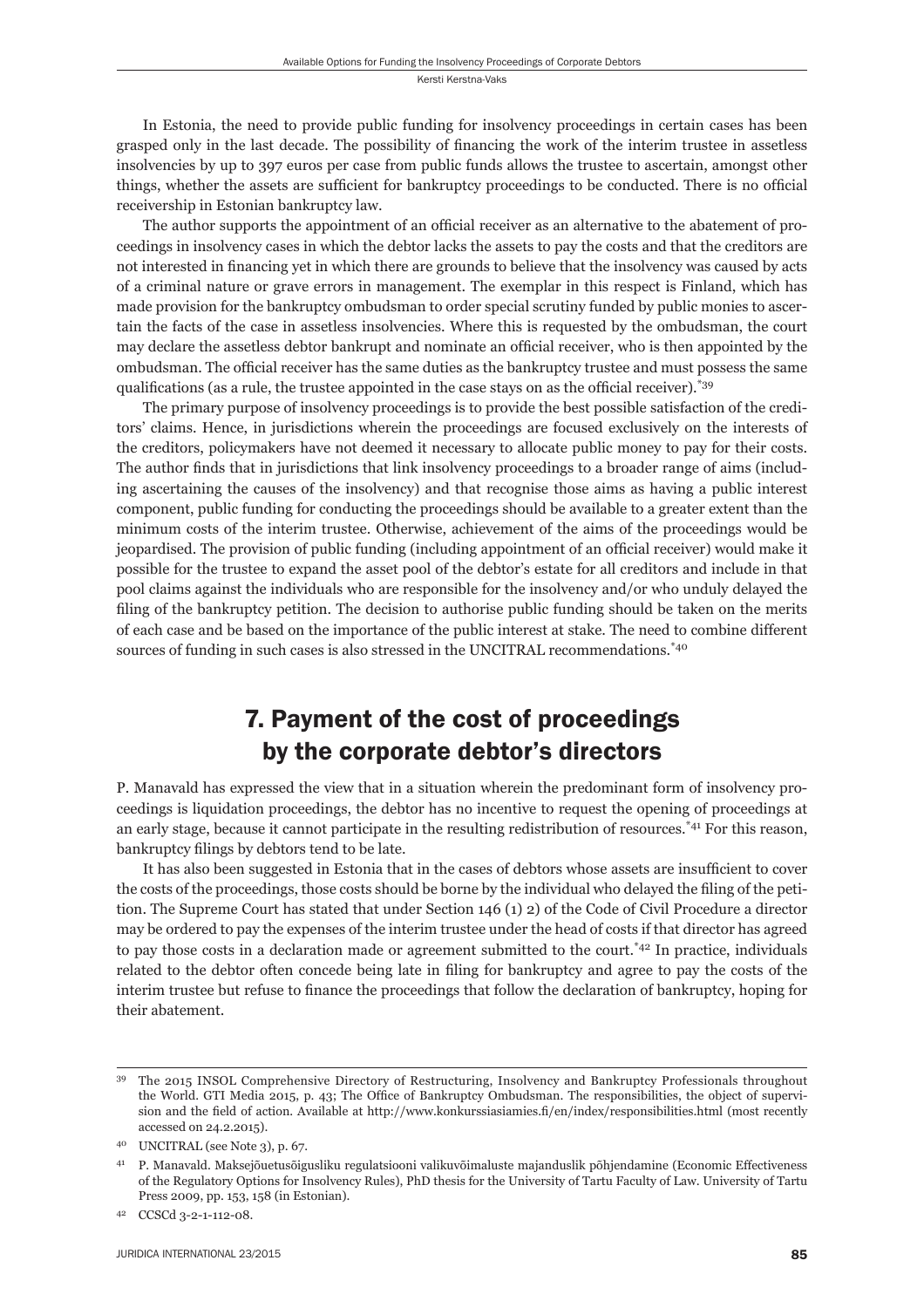In Estonia, the need to provide public funding for insolvency proceedings in certain cases has been grasped only in the last decade. The possibility of financing the work of the interim trustee in assetless insolvencies by up to 397 euros per case from public funds allows the trustee to ascertain, amongst other things, whether the assets are sufficient for bankruptcy proceedings to be conducted. There is no official receivership in Estonian bankruptcy law.

The author supports the appointment of an official receiver as an alternative to the abatement of proceedings in insolvency cases in which the debtor lacks the assets to pay the costs and that the creditors are not interested in financing yet in which there are grounds to believe that the insolvency was caused by acts of a criminal nature or grave errors in management. The exemplar in this respect is Finland, which has made provision for the bankruptcy ombudsman to order special scrutiny funded by public monies to ascertain the facts of the case in assetless insolvencies. Where this is requested by the ombudsman, the court may declare the assetless debtor bankrupt and nominate an official receiver, who is then appointed by the ombudsman. The official receiver has the same duties as the bankruptcy trustee and must possess the same qualifications (as a rule, the trustee appointed in the case stays on as the official receiver).[39]

The primary purpose of insolvency proceedings is to provide the best possible satisfaction of the creditors' claims. Hence, in jurisdictions wherein the proceedings are focused exclusively on the interests of the creditors, policymakers have not deemed it necessary to allocate public money to pay for their costs. The author finds that in jurisdictions that link insolvency proceedings to a broader range of aims (including ascertaining the causes of the insolvency) and that recognise those aims as having a public interest component, public funding for conducting the proceedings should be available to a greater extent than the minimum costs of the interim trustee. Otherwise, achievement of the aims of the proceedings would be jeopardised. The provision of public funding (including appointment of an official receiver) would make it possible for the trustee to expand the asset pool of the debtor's estate for all creditors and include in that pool claims against the individuals who are responsible for the insolvency and/or who unduly delayed the filing of the bankruptcy petition. The decision to authorise public funding should be taken on the merits of each case and be based on the importance of the public interest at stake. The need to combine different sources of funding in such cases is also stressed in the UNCITRAL recommendations.[40]

## 7. Payment of the cost of proceedings by the corporate debtor's directors

P. Manavald has expressed the view that in a situation wherein the predominant form of insolvency proceedings is liquidation proceedings, the debtor has no incentive to request the opening of proceedings at an early stage, because it cannot participate in the resulting redistribution of resources.[41] For this reason, bankruptcy filings by debtors tend to be late.

It has also been suggested in Estonia that in the cases of debtors whose assets are insufficient to cover the costs of the proceedings, those costs should be borne by the individual who delayed the filing of the petition. The Supreme Court has stated that under Section 146 (1) 2) of the Code of Civil Procedure a director may be ordered to pay the expenses of the interim trustee under the head of costs if that director has agreed to pay those costs in a declaration made or agreement submitted to the court.[42] In practice, individuals related to the debtor often concede being late in filing for bankruptcy and agree to pay the costs of the interim trustee but refuse to finance the proceedings that follow the declaration of bankruptcy, hoping for their abatement.

---

[39] The 2015 INSOL Comprehensive Directory of Restructuring, Insolvency and Bankruptcy Professionals throughout the World. GTI Media 2015, p. 43; The Office of Bankruptcy Ombudsman. The responsibilities, the object of supervision and the field of action. Available at http://www.konkurssiasiamies.fi/en/index/responsibilities.html (most recently accessed on 24.2.2015).

[40] UNCITRAL (see Note 3), p. 67.

[41] P. Manavald. Maksejõuetusõigusliku regulatsiooni valikuvõimaluste majanduslik põhjendamine (Economic Effectiveness of the Regulatory Options for Insolvency Rules), PhD thesis for the University of Tartu Faculty of Law. University of Tartu Press 2009, pp. 153, 158 (in Estonian).

[42] CCSCd 3-2-1-112-08.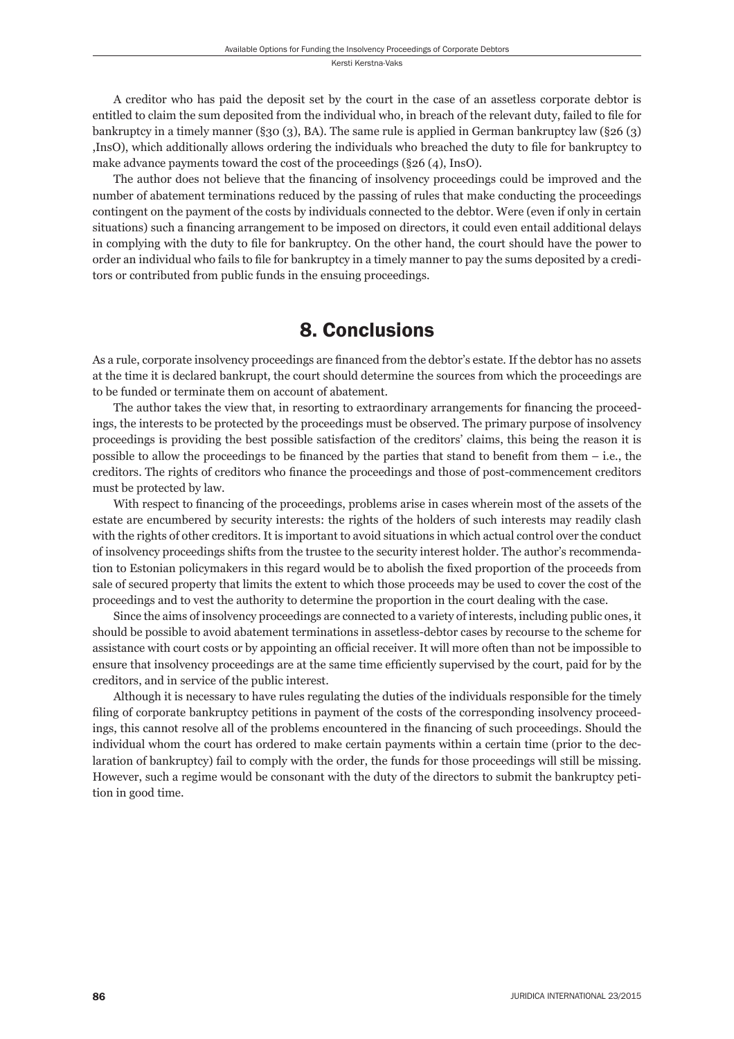A creditor who has paid the deposit set by the court in the case of an assetless corporate debtor is entitled to claim the sum deposited from the individual who, in breach of the relevant duty, failed to file for bankruptcy in a timely manner (§30 (3), BA). The same rule is applied in German bankruptcy law (§26 (3) ,InsO), which additionally allows ordering the individuals who breached the duty to file for bankruptcy to make advance payments toward the cost of the proceedings (§26 (4), InsO).

The author does not believe that the financing of insolvency proceedings could be improved and the number of abatement terminations reduced by the passing of rules that make conducting the proceedings contingent on the payment of the costs by individuals connected to the debtor. Were (even if only in certain situations) such a financing arrangement to be imposed on directors, it could even entail additional delays in complying with the duty to file for bankruptcy. On the other hand, the court should have the power to order an individual who fails to file for bankruptcy in a timely manner to pay the sums deposited by a creditors or contributed from public funds in the ensuing proceedings.

## 8. Conclusions

As a rule, corporate insolvency proceedings are financed from the debtor's estate. If the debtor has no assets at the time it is declared bankrupt, the court should determine the sources from which the proceedings are to be funded or terminate them on account of abatement.

The author takes the view that, in resorting to extraordinary arrangements for financing the proceedings, the interests to be protected by the proceedings must be observed. The primary purpose of insolvency proceedings is providing the best possible satisfaction of the creditors' claims, this being the reason it is possible to allow the proceedings to be financed by the parties that stand to benefit from them – i.e., the creditors. The rights of creditors who finance the proceedings and those of post-commencement creditors must be protected by law.

With respect to financing of the proceedings, problems arise in cases wherein most of the assets of the estate are encumbered by security interests: the rights of the holders of such interests may readily clash with the rights of other creditors. It is important to avoid situations in which actual control over the conduct of insolvency proceedings shifts from the trustee to the security interest holder. The author's recommendation to Estonian policymakers in this regard would be to abolish the fixed proportion of the proceeds from sale of secured property that limits the extent to which those proceeds may be used to cover the cost of the proceedings and to vest the authority to determine the proportion in the court dealing with the case.

Since the aims of insolvency proceedings are connected to a variety of interests, including public ones, it should be possible to avoid abatement terminations in assetless-debtor cases by recourse to the scheme for assistance with court costs or by appointing an official receiver. It will more often than not be impossible to ensure that insolvency proceedings are at the same time efficiently supervised by the court, paid for by the creditors, and in service of the public interest.

Although it is necessary to have rules regulating the duties of the individuals responsible for the timely filing of corporate bankruptcy petitions in payment of the costs of the corresponding insolvency proceedings, this cannot resolve all of the problems encountered in the financing of such proceedings. Should the individual whom the court has ordered to make certain payments within a certain time (prior to the declaration of bankruptcy) fail to comply with the order, the funds for those proceedings will still be missing. However, such a regime would be consonant with the duty of the directors to submit the bankruptcy petition in good time.